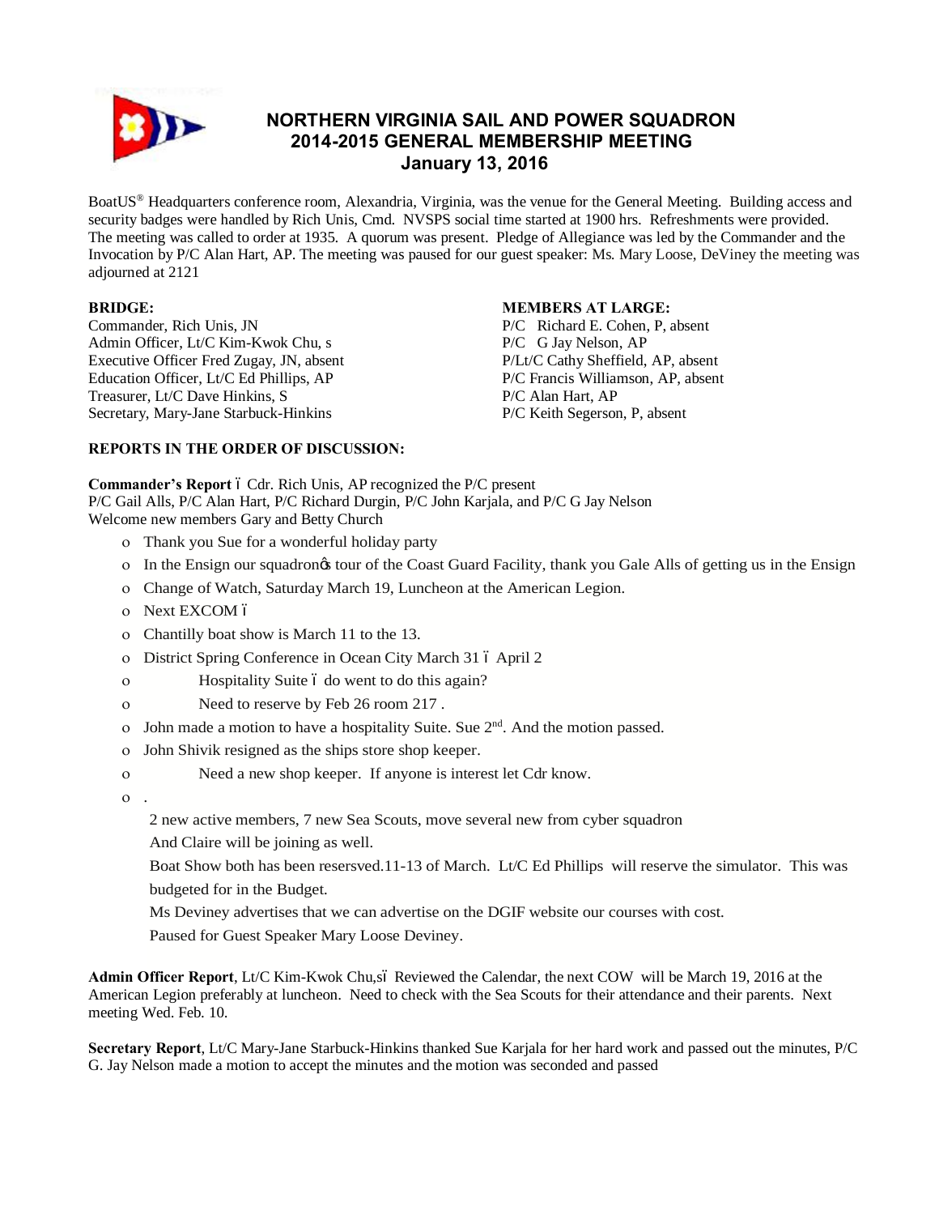# NORTHERN VIRGINIA SAIL AND POWER SQUADRON
## 2014-2015 GENERAL MEMBERSHIP MEETING
## January 13, 2016

BoatUS® Headquarters conference room, Alexandria, Virginia, was the venue for the General Meeting. Building access and security badges were handled by Rich Unis, Cmd. NVSPS social time started at 1900 hrs. Refreshments were provided. The meeting was called to order at 1935. A quorum was present. Pledge of Allegiance was led by the Commander and the Invocation by P/C Alan Hart, AP. The meeting was paused for our guest speaker: Ms. Mary Loose, DeViney the meeting was adjourned at 2121

**BRIDGE:**
Commander, Rich Unis, JN
Admin Officer, Lt/C Kim-Kwok Chu, s
Executive Officer Fred Zugay, JN, absent
Education Officer, Lt/C Ed Phillips, AP
Treasurer, Lt/C Dave Hinkins, S
Secretary, Mary-Jane Starbuck-Hinkins

**MEMBERS AT LARGE:**
P/C Richard E. Cohen, P, absent
P/C G Jay Nelson, AP
P/Lt/C Cathy Sheffield, AP, absent
P/C Francis Williamson, AP, absent
P/C Alan Hart, AP
P/C Keith Segerson, P, absent

**REPORTS IN THE ORDER OF DISCUSSION:**

**Commander's Report** – Cdr. Rich Unis, AP recognized the P/C present
P/C Gail Alls, P/C Alan Hart, P/C Richard Durgin, P/C John Karjala, and P/C G Jay Nelson
Welcome new members Gary and Betty Church

- Thank you Sue for a wonderful holiday party
- In the Ensign our squadron's tour of the Coast Guard Facility, thank you Gale Alls of getting us in the Ensign
- Change of Watch, Saturday March 19, Luncheon at the American Legion.
- Next EXCOM –
- Chantilly boat show is March 11 to the 13.
- District Spring Conference in Ocean City March 31 – April 2
  - Hospitality Suite – do went to do this again?
  - Need to reserve by Feb 26 room 217 .
- John made a motion to have a hospitality Suite. Sue 2nd. And the motion passed.
- John Shivik resigned as the ships store shop keeper.
  - Need a new shop keeper. If anyone is interest let Cdr know.
- .

  2 new active members, 7 new Sea Scouts, move several new from cyber squadron
  And Claire will be joining as well.
  Boat Show both has been resersved.11-13 of March. Lt/C Ed Phillips will reserve the simulator. This was budgeted for in the Budget.
  Ms Deviney advertises that we can advertise on the DGIF website our courses with cost.
  Paused for Guest Speaker Mary Loose Deviney.

**Admin Officer Report**, Lt/C Kim-Kwok Chu,s– Reviewed the Calendar, the next COW will be March 19, 2016 at the American Legion preferably at luncheon. Need to check with the Sea Scouts for their attendance and their parents. Next meeting Wed. Feb. 10.

**Secretary Report**, Lt/C Mary-Jane Starbuck-Hinkins thanked Sue Karjala for her hard work and passed out the minutes, P/C G. Jay Nelson made a motion to accept the minutes and the motion was seconded and passed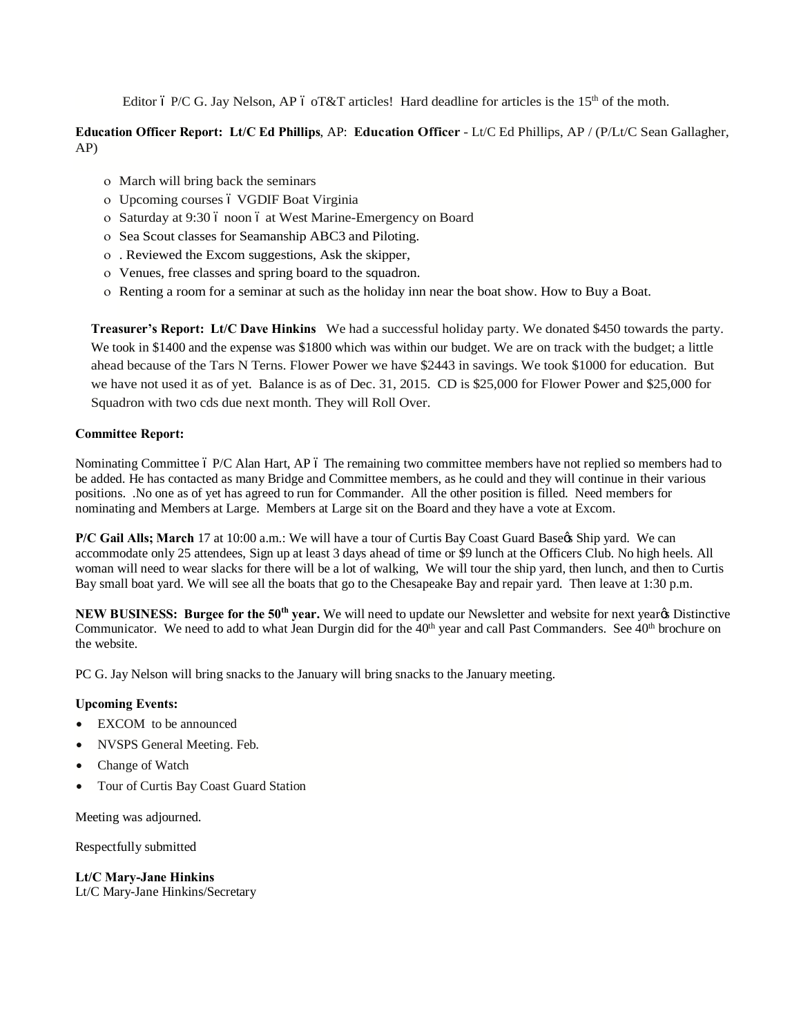Editor – P/C G. Jay Nelson, AP – oT&T articles! Hard deadline for articles is the 15th of the moth.

**Education Officer Report: Lt/C Ed Phillips**, AP: **Education Officer** - Lt/C Ed Phillips, AP / (P/Lt/C Sean Gallagher, AP)

- March will bring back the seminars
- Upcoming courses – VGDIF Boat Virginia
- Saturday at 9:30 – noon – at West Marine-Emergency on Board
- Sea Scout classes for Seamanship ABC3 and Piloting.
- . Reviewed the Excom suggestions, Ask the skipper,
- Venues, free classes and spring board to the squadron.
- Renting a room for a seminar at such as the holiday inn near the boat show. How to Buy a Boat.

**Treasurer's Report: Lt/C Dave Hinkins** We had a successful holiday party. We donated $450 towards the party. We took in $1400 and the expense was $1800 which was within our budget. We are on track with the budget; a little ahead because of the Tars N Terns. Flower Power we have $2443 in savings. We took $1000 for education. But we have not used it as of yet. Balance is as of Dec. 31, 2015. CD is $25,000 for Flower Power and $25,000 for Squadron with two cds due next month. They will Roll Over.

**Committee Report:**

Nominating Committee – P/C Alan Hart, AP – The remaining two committee members have not replied so members had to be added. He has contacted as many Bridge and Committee members, as he could and they will continue in their various positions. .No one as of yet has agreed to run for Commander. All the other position is filled. Need members for nominating and Members at Large. Members at Large sit on the Board and they have a vote at Excom.

**P/C Gail Alls; March** 17 at 10:00 a.m.: We will have a tour of Curtis Bay Coast Guard Base's Ship yard. We can accommodate only 25 attendees, Sign up at least 3 days ahead of time or $9 lunch at the Officers Club. No high heels. All woman will need to wear slacks for there will be a lot of walking, We will tour the ship yard, then lunch, and then to Curtis Bay small boat yard. We will see all the boats that go to the Chesapeake Bay and repair yard. Then leave at 1:30 p.m.

**NEW BUSINESS: Burgee for the 50th year.** We will need to update our Newsletter and website for next year's Distinctive Communicator. We need to add to what Jean Durgin did for the 40th year and call Past Commanders. See 40th brochure on the website.

PC G. Jay Nelson will bring snacks to the January will bring snacks to the January meeting.

**Upcoming Events:**

- EXCOM to be announced
- NVSPS General Meeting. Feb.
- Change of Watch
- Tour of Curtis Bay Coast Guard Station

Meeting was adjourned.

Respectfully submitted

**Lt/C Mary-Jane Hinkins**
Lt/C Mary-Jane Hinkins/Secretary